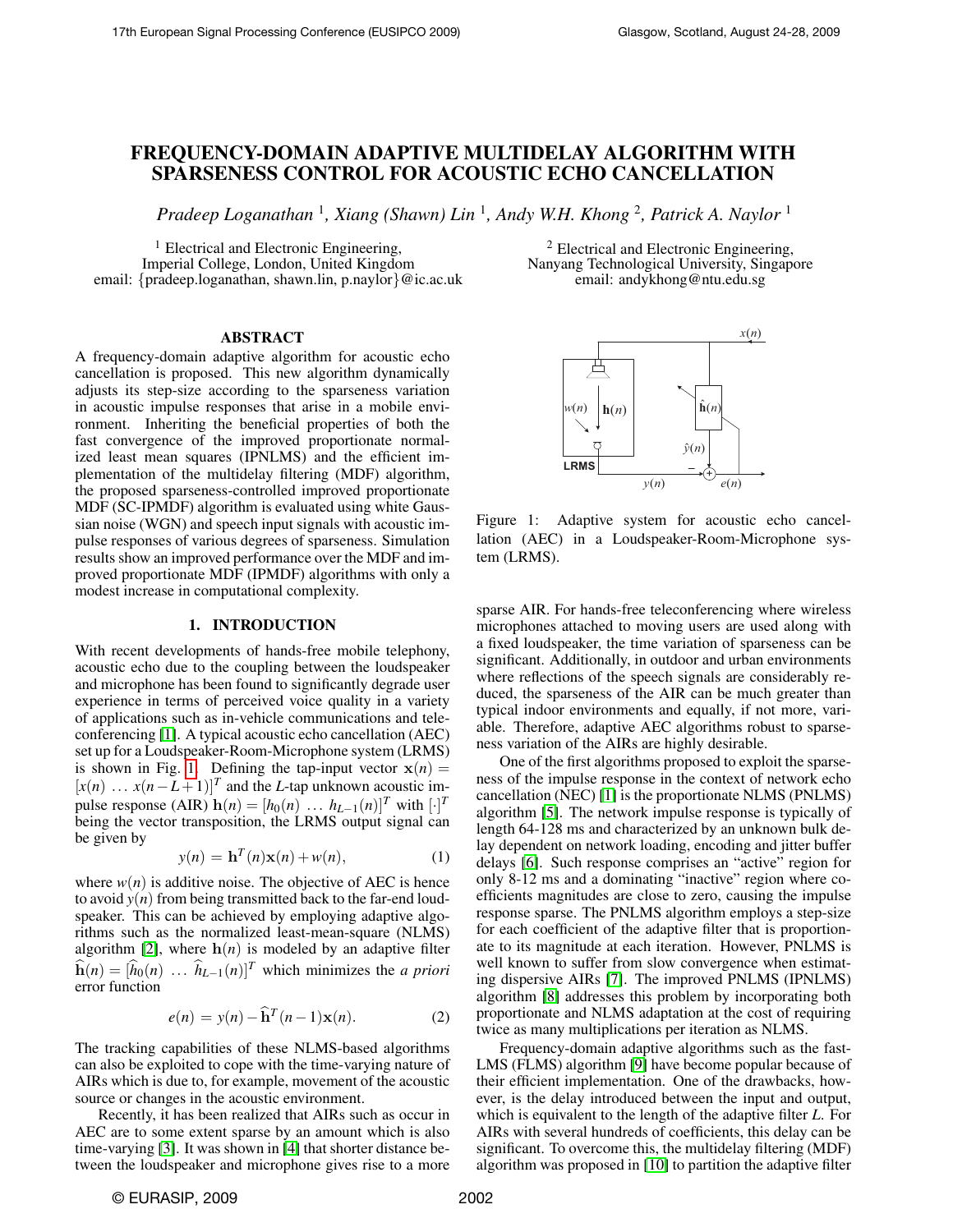# FREQUENCY-DOMAIN ADAPTIVE MULTIDELAY ALGORITHM WITH SPARSENESS CONTROL FOR ACOUSTIC ECHO CANCELLATION

*Pradeep Loganathan* [1], *Xiang (Shawn) Lin* [1], *Andy W.H. Khong* [2], *Patrick A. Naylor* [1]

[1] Electrical and Electronic Engineering, Imperial College, London, United Kingdom
email: {pradeep.loganathan, shawn.lin, p.naylor}@ic.ac.uk

[2] Electrical and Electronic Engineering, Nanyang Technological University, Singapore
email: andykhong@ntu.edu.sg

## ABSTRACT

A frequency-domain adaptive algorithm for acoustic echo cancellation is proposed. This new algorithm dynamically adjusts its step-size according to the sparseness variation in acoustic impulse responses that arise in a mobile environment. Inheriting the beneficial properties of both the fast convergence of the improved proportionate normalized least mean squares (IPNLMS) and the efficient implementation of the multidelay filtering (MDF) algorithm, the proposed sparseness-controlled improved proportionate MDF (SC-IPMDF) algorithm is evaluated using white Gaussian noise (WGN) and speech input signals with acoustic impulse responses of various degrees of sparseness. Simulation results show an improved performance over the MDF and improved proportionate MDF (IPMDF) algorithms with only a modest increase in computational complexity.

## 1. INTRODUCTION

With recent developments of hands-free mobile telephony, acoustic echo due to the coupling between the loudspeaker and microphone has been found to significantly degrade user experience in terms of perceived voice quality in a variety of applications such as in-vehicle communications and teleconferencing [1]. A typical acoustic echo cancellation (AEC) set up for a Loudspeaker-Room-Microphone system (LRMS) is shown in Fig. 1. Defining the tap-input vector $\mathbf{x}(n) = [x(n) \ \dots \ x(n-L+1)]^T$ and the $L$-tap unknown acoustic impulse response (AIR) $\mathbf{h}(n) = [h_0(n) \ \dots \ h_{L-1}(n)]^T$ with $[\cdot]^T$ being the vector transposition, the LRMS output signal can be given by

$$y(n) = \mathbf{h}^T(n)\mathbf{x}(n) + w(n), \tag{1}$$

where $w(n)$ is additive noise. The objective of AEC is hence to avoid $y(n)$ from being transmitted back to the far-end loudspeaker. This can be achieved by employing adaptive algorithms such as the normalized least-mean-square (NLMS) algorithm [2], where $\mathbf{h}(n)$ is modeled by an adaptive filter $\widehat{\mathbf{h}}(n) = [\widehat{h}_0(n) \ \dots \ \widehat{h}_{L-1}(n)]^T$ which minimizes the *a priori* error function

$$e(n) = y(n) - \widehat{\mathbf{h}}^T(n-1)\mathbf{x}(n). \tag{2}$$

The tracking capabilities of these NLMS-based algorithms can also be exploited to cope with the time-varying nature of AIRs which is due to, for example, movement of the acoustic source or changes in the acoustic environment.

Recently, it has been realized that AIRs such as occur in AEC are to some extent sparse by an amount which is also time-varying [3]. It was shown in [4] that shorter distance between the loudspeaker and microphone gives rise to a more sparse AIR. For hands-free teleconferencing where wireless microphones attached to moving users are used along with a fixed loudspeaker, the time variation of sparseness can be significant. Additionally, in outdoor and urban environments where reflections of the speech signals are considerably reduced, the sparseness of the AIR can be much greater than typical indoor environments and equally, if not more, variable. Therefore, adaptive AEC algorithms robust to sparseness variation of the AIRs are highly desirable.

Figure 1: Adaptive system for acoustic echo cancellation (AEC) in a Loudspeaker-Room-Microphone system (LRMS).

One of the first algorithms proposed to exploit the sparseness of the impulse response in the context of network echo cancellation (NEC) [1] is the proportionate NLMS (PNLMS) algorithm [5]. The network impulse response is typically of length 64-128 ms and characterized by an unknown bulk delay dependent on network loading, encoding and jitter buffer delays [6]. Such response comprises an "active" region for only 8-12 ms and a dominating "inactive" region where coefficients magnitudes are close to zero, causing the impulse response sparse. The PNLMS algorithm employs a step-size for each coefficient of the adaptive filter that is proportionate to its magnitude at each iteration. However, PNLMS is well known to suffer from slow convergence when estimating dispersive AIRs [7]. The improved PNLMS (IPNLMS) algorithm [8] addresses this problem by incorporating both proportionate and NLMS adaptation at the cost of requiring twice as many multiplications per iteration as NLMS.

Frequency-domain adaptive algorithms such as the fast-LMS (FLMS) algorithm [9] have become popular because of their efficient implementation. One of the drawbacks, however, is the delay introduced between the input and output, which is equivalent to the length of the adaptive filter $L$. For AIRs with several hundreds of coefficients, this delay can be significant. To overcome this, the multidelay filtering (MDF) algorithm was proposed in [10] to partition the adaptive filter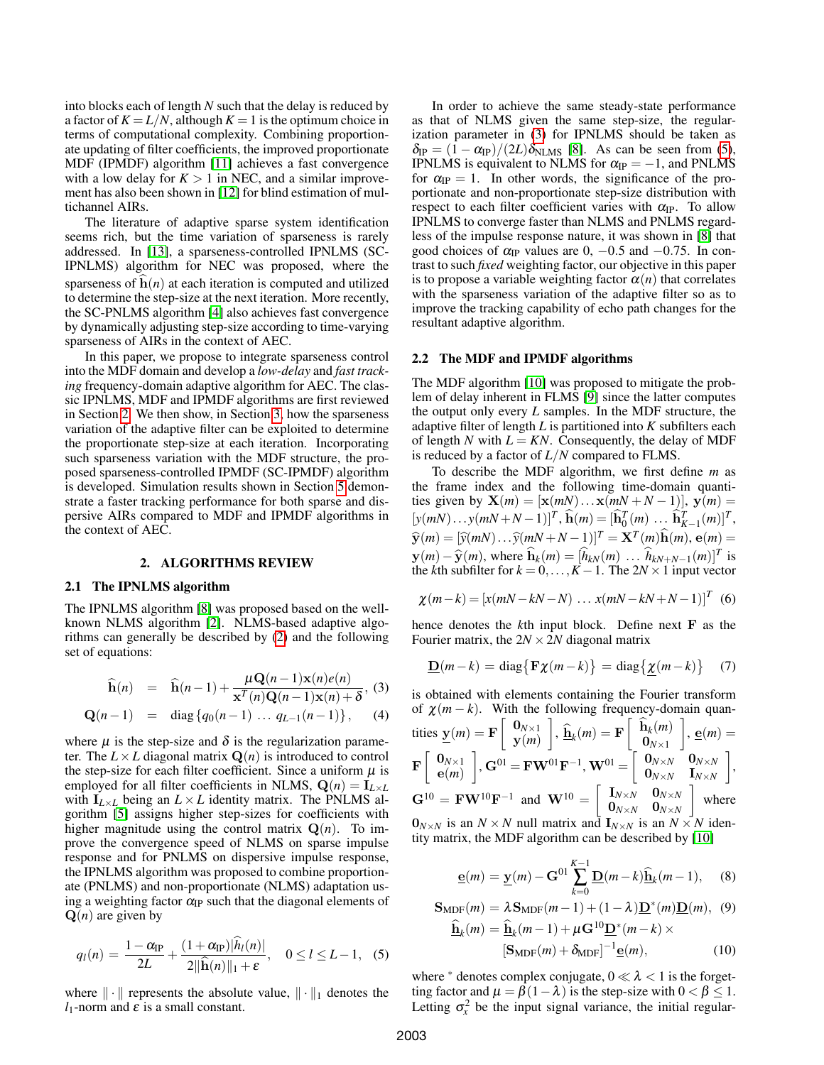into blocks each of length $N$ such that the delay is reduced by a factor of $K = L/N$, although $K = 1$ is the optimum choice in terms of computational complexity. Combining proportionate updating of filter coefficients, the improved proportionate MDF (IPMDF) algorithm [11] achieves a fast convergence with a low delay for $K > 1$ in NEC, and a similar improvement has also been shown in [12] for blind estimation of multichannel AIRs.

The literature of adaptive sparse system identification seems rich, but the time variation of sparseness is rarely addressed. In [13], a sparseness-controlled IPNLMS (SC-IPNLMS) algorithm for NEC was proposed, where the sparseness of $\widehat{\mathbf{h}}(n)$ at each iteration is computed and utilized to determine the step-size at the next iteration. More recently, the SC-PNLMS algorithm [4] also achieves fast convergence by dynamically adjusting step-size according to time-varying sparseness of AIRs in the context of AEC.

In this paper, we propose to integrate sparseness control into the MDF domain and develop a *low-delay* and *fast tracking* frequency-domain adaptive algorithm for AEC. The classic IPNLMS, MDF and IPMDF algorithms are first reviewed in Section 2. We then show, in Section 3, how the sparseness variation of the adaptive filter can be exploited to determine the proportionate step-size at each iteration. Incorporating such sparseness variation with the MDF structure, the proposed sparseness-controlled IPMDF (SC-IPMDF) algorithm is developed. Simulation results shown in Section 5 demonstrate a faster tracking performance for both sparse and dispersive AIRs compared to MDF and IPMDF algorithms in the context of AEC.

## 2. ALGORITHMS REVIEW

### 2.1 The IPNLMS algorithm

The IPNLMS algorithm [8] was proposed based on the well-known NLMS algorithm [2]. NLMS-based adaptive algorithms can generally be described by (2) and the following set of equations:

$$\widehat{\mathbf{h}}(n) = \widehat{\mathbf{h}}(n-1) + \frac{\mu \mathbf{Q}(n-1)\mathbf{x}(n)e(n)}{\mathbf{x}^T(n)\mathbf{Q}(n-1)\mathbf{x}(n)+\delta}, \quad (3)$$

$$\mathbf{Q}(n-1) = \text{diag}\{q_0(n-1) \; \ldots \; q_{L-1}(n-1)\}, \quad (4)$$

where $\mu$ is the step-size and $\delta$ is the regularization parameter. The $L \times L$ diagonal matrix $\mathbf{Q}(n)$ is introduced to control the step-size for each filter coefficient. Since a uniform $\mu$ is employed for all filter coefficients in NLMS, $\mathbf{Q}(n) = \mathbf{I}_{L\times L}$ with $\mathbf{I}_{L\times L}$ being an $L \times L$ identity matrix. The PNLMS algorithm [5] assigns higher step-sizes for coefficients with higher magnitude using the control matrix $\mathbf{Q}(n)$. To improve the convergence speed of NLMS on sparse impulse response and for PNLMS on dispersive impulse response, the IPNLMS algorithm was proposed to combine proportionate (PNLMS) and non-proportionate (NLMS) adaptation using a weighting factor $\alpha_{\text{IP}}$ such that the diagonal elements of $\mathbf{Q}(n)$ are given by

$$q_l(n) = \frac{1-\alpha_{\text{IP}}}{2L} + \frac{(1+\alpha_{\text{IP}})|\widehat{h}_l(n)|}{2\|\widehat{\mathbf{h}}(n)\|_1 + \varepsilon}, \quad 0 \le l \le L-1, \quad (5)$$

where $\|\cdot\|$ represents the absolute value, $\|\cdot\|_1$ denotes the $l_1$-norm and $\varepsilon$ is a small constant.

In order to achieve the same steady-state performance as that of NLMS given the same step-size, the regularization parameter in (3) for IPNLMS should be taken as $\delta_{\text{IP}} = (1-\alpha_{\text{IP}})/(2L)\delta_{\text{NLMS}}$ [8]. As can be seen from (5), IPNLMS is equivalent to NLMS for $\alpha_{\text{IP}} = -1$, and PNLMS for $\alpha_{\text{IP}} = 1$. In other words, the significance of the proportionate and non-proportionate step-size distribution with respect to each filter coefficient varies with $\alpha_{\text{IP}}$. To allow IPNLMS to converge faster than NLMS and PNLMS regardless of the impulse response nature, it was shown in [8] that good choices of $\alpha_{\text{IP}}$ values are 0, $-0.5$ and $-0.75$. In contrast to such *fixed* weighting factor, our objective in this paper is to propose a variable weighting factor $\alpha(n)$ that correlates with the sparseness variation of the adaptive filter so as to improve the tracking capability of echo path changes for the resultant adaptive algorithm.

### 2.2 The MDF and IPMDF algorithms

The MDF algorithm [10] was proposed to mitigate the problem of delay inherent in FLMS [9] since the latter computes the output only every $L$ samples. In the MDF structure, the adaptive filter of length $L$ is partitioned into $K$ subfilters each of length $N$ with $L = KN$. Consequently, the delay of MDF is reduced by a factor of $L/N$ compared to FLMS.

To describe the MDF algorithm, we first define $m$ as the frame index and the following time-domain quantities given by $\mathbf{X}(m) = [\mathbf{x}(mN) \ldots \mathbf{x}(mN+N-1)]$, $\mathbf{y}(m) = [y(mN) \ldots y(mN+N-1)]^T$, $\widehat{\mathbf{h}}(m) = [\widehat{\mathbf{h}}_0^T(m) \; \ldots \; \widehat{\mathbf{h}}_{K-1}^T(m)]^T$, $\widehat{\mathbf{y}}(m) = [\widehat{y}(mN) \ldots \widehat{y}(mN+N-1)]^T = \mathbf{X}^T(m)\widehat{\mathbf{h}}(m)$, $\mathbf{e}(m) = \mathbf{y}(m) - \widehat{\mathbf{y}}(m)$, where $\widehat{\mathbf{h}}_k(m) = [\widehat{h}_{kN}(m) \; \ldots \; \widehat{h}_{kN+N-1}(m)]^T$ is the $k$th subfilter for $k = 0, \ldots, K-1$. The $2N \times 1$ input vector

$$\chi(m-k) = [x(mN-kN-N) \; \ldots \; x(mN-kN+N-1)]^T \quad (6)$$

hence denotes the $k$th input block. Define next $\mathbf{F}$ as the Fourier matrix, the $2N \times 2N$ diagonal matrix

$$\underline{\mathbf{D}}(m-k) = \text{diag}\{\mathbf{F}\chi(m-k)\} = \text{diag}\{\underline{\chi}(m-k)\} \quad (7)$$

is obtained with elements containing the Fourier transform of $\chi(m-k)$. With the following frequency-domain quantities $\underline{\mathbf{y}}(m) = \mathbf{F}\begin{bmatrix} \mathbf{0}_{N\times 1} \\ \mathbf{y}(m) \end{bmatrix}$, $\underline{\widehat{\mathbf{h}}}_k(m) = \mathbf{F}\begin{bmatrix} \widehat{\mathbf{h}}_k(m) \\ \mathbf{0}_{N\times 1} \end{bmatrix}$, $\underline{\mathbf{e}}(m) = \mathbf{F}\begin{bmatrix} \mathbf{0}_{N\times 1} \\ \mathbf{e}(m) \end{bmatrix}$, $\mathbf{G}^{01} = \mathbf{F}\mathbf{W}^{01}\mathbf{F}^{-1}$, $\mathbf{W}^{01} = \begin{bmatrix} \mathbf{0}_{N\times N} & \mathbf{0}_{N\times N} \\ \mathbf{0}_{N\times N} & \mathbf{I}_{N\times N} \end{bmatrix}$, $\mathbf{G}^{10} = \mathbf{F}\mathbf{W}^{10}\mathbf{F}^{-1}$ and $\mathbf{W}^{10} = \begin{bmatrix} \mathbf{I}_{N\times N} & \mathbf{0}_{N\times N} \\ \mathbf{0}_{N\times N} & \mathbf{0}_{N\times N} \end{bmatrix}$ where $\mathbf{0}_{N\times N}$ is an $N \times N$ null matrix and $\mathbf{I}_{N\times N}$ is an $N \times N$ identity matrix, the MDF algorithm can be described by [10]

$$\underline{\mathbf{e}}(m) = \underline{\mathbf{y}}(m) - \mathbf{G}^{01}\sum_{k=0}^{K-1}\underline{\mathbf{D}}(m-k)\underline{\widehat{\mathbf{h}}}_k(m-1), \quad (8)$$

$$\mathbf{S}_{\text{MDF}}(m) = \lambda \mathbf{S}_{\text{MDF}}(m-1) + (1-\lambda)\underline{\mathbf{D}}^*(m)\underline{\mathbf{D}}(m), \quad (9)$$

$$\underline{\widehat{\mathbf{h}}}_k(m) = \underline{\widehat{\mathbf{h}}}_k(m-1) + \mu\mathbf{G}^{10}\underline{\mathbf{D}}^*(m-k) \times [\mathbf{S}_{\text{MDF}}(m) + \delta_{\text{MDF}}]^{-1}\underline{\mathbf{e}}(m), \quad (10)$$

where $^*$ denotes complex conjugate, $0 \ll \lambda < 1$ is the forgetting factor and $\mu = \beta(1-\lambda)$ is the step-size with $0 < \beta \le 1$. Letting $\sigma_x^2$ be the input signal variance, the initial regular-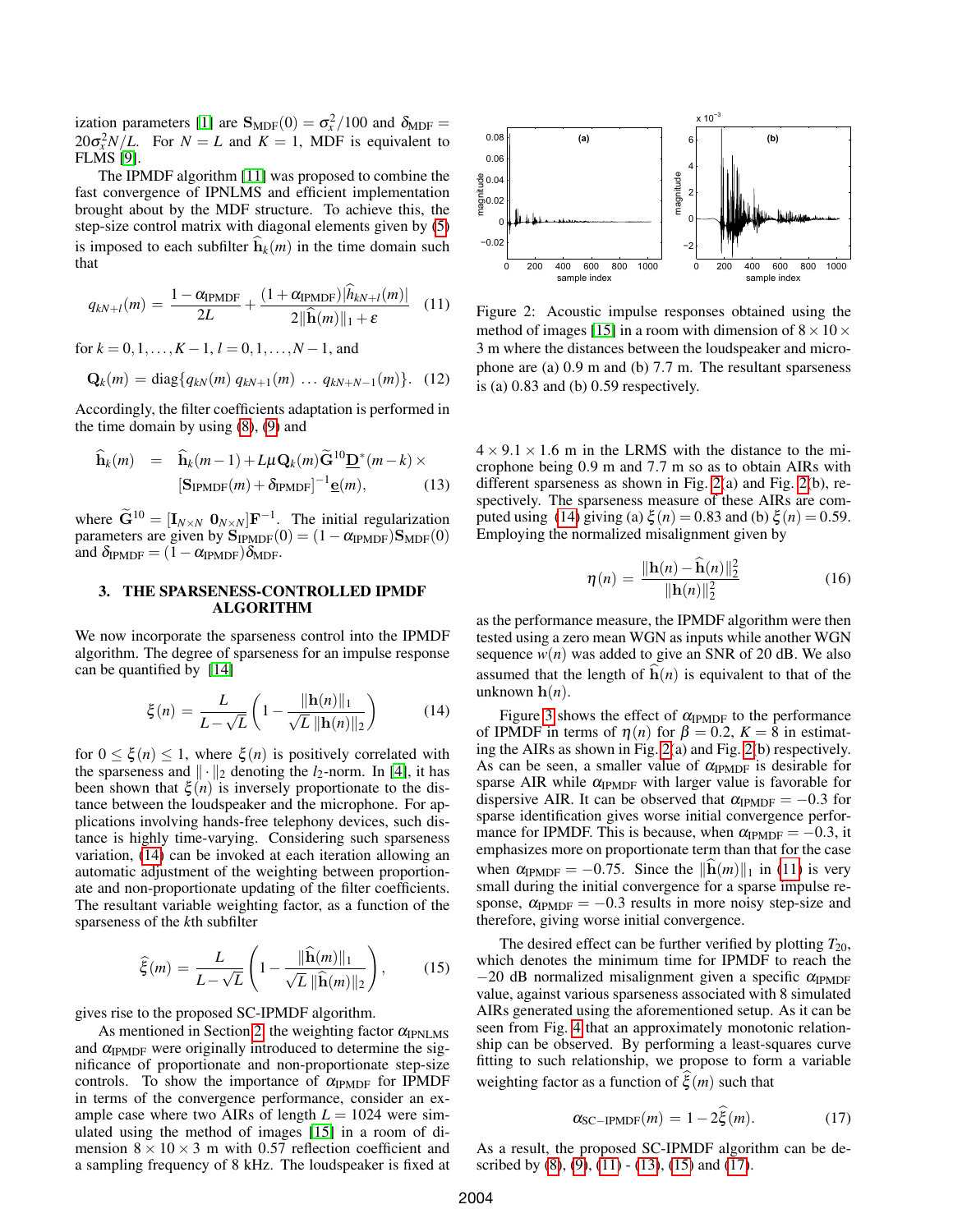ization parameters [1] are $\mathbf{S}_{\text{MDF}}(0) = \sigma_x^2/100$ and $\delta_{\text{MDF}} = 20\sigma_x^2 N/L$. For $N = L$ and $K = 1$, MDF is equivalent to FLMS [9].

The IPMDF algorithm [11] was proposed to combine the fast convergence of IPNLMS and efficient implementation brought about by the MDF structure. To achieve this, the step-size control matrix with diagonal elements given by (5) is imposed to each subfilter $\widehat{\mathbf{h}}_k(m)$ in the time domain such that

$$q_{kN+l}(m) = \frac{1-\alpha_{\text{IPMDF}}}{2L} + \frac{(1+\alpha_{\text{IPMDF}})|\widehat{h}_{kN+l}(m)|}{2\|\widehat{\mathbf{h}}(m)\|_1 + \varepsilon} \quad (11)$$

for $k = 0, 1, \ldots, K-1$, $l = 0, 1, \ldots, N-1$, and

$$\mathbf{Q}_k(m) = \text{diag}\{q_{kN}(m)\; q_{kN+1}(m)\; \ldots\; q_{kN+N-1}(m)\}. \quad (12)$$

Accordingly, the filter coefficients adaptation is performed in the time domain by using (8), (9) and

$$\begin{aligned}\widehat{\mathbf{h}}_k(m) &= \widehat{\mathbf{h}}_k(m-1) + L\mu\mathbf{Q}_k(m)\widetilde{\mathbf{G}}^{10}\underline{\mathbf{D}}^*(m-k)\times \\ &\quad [\mathbf{S}_{\text{IPMDF}}(m) + \delta_{\text{IPMDF}}]^{-1}\underline{\mathbf{e}}(m),\end{aligned} \quad (13)$$

where $\widetilde{\mathbf{G}}^{10} = [\mathbf{I}_{N\times N}\; \mathbf{0}_{N\times N}]\mathbf{F}^{-1}$. The initial regularization parameters are given by $\mathbf{S}_{\text{IPMDF}}(0) = (1-\alpha_{\text{IPMDF}})\mathbf{S}_{\text{MDF}}(0)$ and $\delta_{\text{IPMDF}} = (1-\alpha_{\text{IPMDF}})\delta_{\text{MDF}}$.

## 3. THE SPARSENESS-CONTROLLED IPMDF ALGORITHM

We now incorporate the sparseness control into the IPMDF algorithm. The degree of sparseness for an impulse response can be quantified by [14]

$$\xi(n) = \frac{L}{L-\sqrt{L}}\left(1 - \frac{\|\mathbf{h}(n)\|_1}{\sqrt{L}\,\|\mathbf{h}(n)\|_2}\right) \quad (14)$$

for $0 \le \xi(n) \le 1$, where $\xi(n)$ is positively correlated with the sparseness and $\|\cdot\|_2$ denoting the $l_2$-norm. In [4], it has been shown that $\xi(n)$ is inversely proportionate to the distance between the loudspeaker and the microphone. For applications involving hands-free telephony devices, such distance is highly time-varying. Considering such sparseness variation, (14) can be invoked at each iteration allowing an automatic adjustment of the weighting between proportionate and non-proportionate updating of the filter coefficients. The resultant variable weighting factor, as a function of the sparseness of the $k$th subfilter

$$\widehat{\xi}(m) = \frac{L}{L-\sqrt{L}}\left(1 - \frac{\|\widehat{\mathbf{h}}(m)\|_1}{\sqrt{L}\,\|\widehat{\mathbf{h}}(m)\|_2}\right), \quad (15)$$

gives rise to the proposed SC-IPMDF algorithm.

As mentioned in Section 2, the weighting factor $\alpha_{\text{IPNLMS}}$ and $\alpha_{\text{IPMDF}}$ were originally introduced to determine the significance of proportionate and non-proportionate step-size controls. To show the importance of $\alpha_{\text{IPMDF}}$ for IPMDF in terms of the convergence performance, consider an example case where two AIRs of length $L = 1024$ were simulated using the method of images [15] in a room of dimension $8\times 10\times 3$ m with 0.57 reflection coefficient and a sampling frequency of 8 kHz. The loudspeaker is fixed at $4\times 9.1\times 1.6$ m in the LRMS with the distance to the microphone being 0.9 m and 7.7 m so as to obtain AIRs with different sparseness as shown in Fig. 2(a) and Fig. 2(b), respectively. The sparseness measure of these AIRs are computed using (14) giving (a) $\xi(n) = 0.83$ and (b) $\xi(n) = 0.59$. Employing the normalized misalignment given by

Figure 2: Acoustic impulse responses obtained using the method of images [15] in a room with dimension of $8\times 10\times 3$ m where the distances between the loudspeaker and microphone are (a) 0.9 m and (b) 7.7 m. The resultant sparseness is (a) 0.83 and (b) 0.59 respectively.

$$\eta(n) = \frac{\|\mathbf{h}(n) - \widehat{\mathbf{h}}(n)\|_2^2}{\|\mathbf{h}(n)\|_2^2} \quad (16)$$

as the performance measure, the IPMDF algorithm were then tested using a zero mean WGN as inputs while another WGN sequence $w(n)$ was added to give an SNR of 20 dB. We also assumed that the length of $\widehat{\mathbf{h}}(n)$ is equivalent to that of the unknown $\mathbf{h}(n)$.

Figure 3 shows the effect of $\alpha_{\text{IPMDF}}$ to the performance of IPMDF in terms of $\eta(n)$ for $\beta = 0.2$, $K = 8$ in estimating the AIRs as shown in Fig. 2(a) and Fig. 2(b) respectively. As can be seen, a smaller value of $\alpha_{\text{IPMDF}}$ is desirable for sparse AIR while $\alpha_{\text{IPMDF}}$ with larger value is favorable for dispersive AIR. It can be observed that $\alpha_{\text{IPMDF}} = -0.3$ for sparse identification gives worse initial convergence performance for IPMDF. This is because, when $\alpha_{\text{IPMDF}} = -0.3$, it emphasizes more on proportionate term than that for the case when $\alpha_{\text{IPMDF}} = -0.75$. Since the $\|\widehat{\mathbf{h}}(m)\|_1$ in (11) is very small during the initial convergence for a sparse impulse response, $\alpha_{\text{IPMDF}} = -0.3$ results in more noisy step-size and therefore, giving worse initial convergence.

The desired effect can be further verified by plotting $T_{20}$, which denotes the minimum time for IPMDF to reach the $-20$ dB normalized misalignment given a specific $\alpha_{\text{IPMDF}}$ value, against various sparseness associated with 8 simulated AIRs generated using the aforementioned setup. As it can be seen from Fig. 4 that an approximately monotonic relationship can be observed. By performing a least-squares curve fitting to such relationship, we propose to form a variable weighting factor as a function of $\widehat{\xi}(m)$ such that

$$\alpha_{\text{SC-IPMDF}}(m) = 1 - 2\widehat{\xi}(m). \quad (17)$$

As a result, the proposed SC-IPMDF algorithm can be described by (8), (9), (11) - (13), (15) and (17).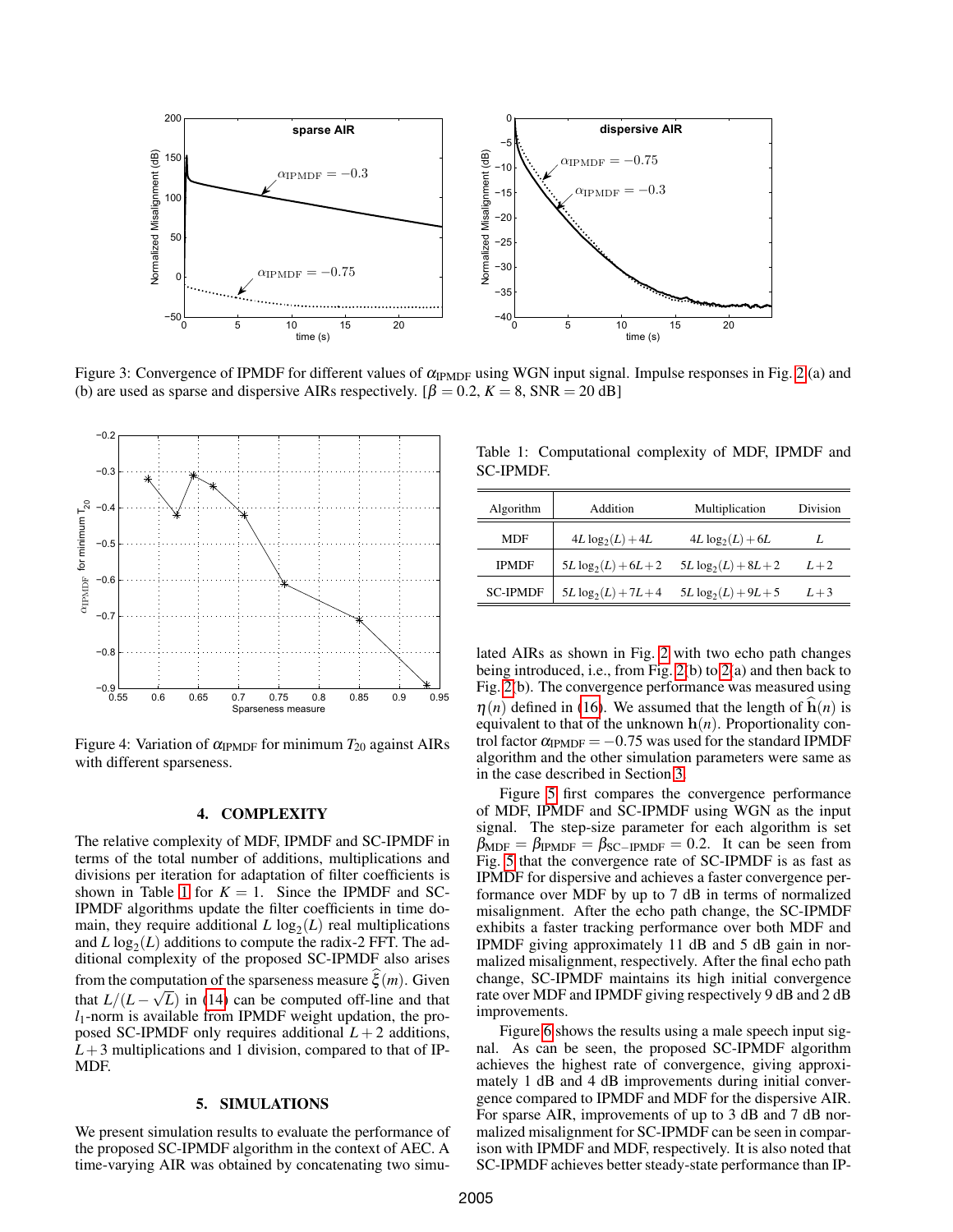Figure 3: Convergence of IPMDF for different values of $\alpha_{\mathrm{IPMDF}}$ using WGN input signal. Impulse responses in Fig. 2(a) and (b) are used as sparse and dispersive AIRs respectively. [$\beta = 0.2$, $K = 8$, SNR = 20 dB]

Figure 4: Variation of $\alpha_{\mathrm{IPMDF}}$ for minimum $T_{20}$ against AIRs with different sparseness.

Table 1: Computational complexity of MDF, IPMDF and SC-IPMDF.

| Algorithm | Addition | Multiplication | Division |
|---|---|---|---|
| MDF | $4L\log_2(L)+4L$ | $4L\log_2(L)+6L$ | $L$ |
| IPMDF | $5L\log_2(L)+6L+2$ | $5L\log_2(L)+8L+2$ | $L+2$ |
| SC-IPMDF | $5L\log_2(L)+7L+4$ | $5L\log_2(L)+9L+5$ | $L+3$ |

## 4. COMPLEXITY

The relative complexity of MDF, IPMDF and SC-IPMDF in terms of the total number of additions, multiplications and divisions per iteration for adaptation of filter coefficients is shown in Table 1 for $K = 1$. Since the IPMDF and SC-IPMDF algorithms update the filter coefficients in time domain, they require additional $L\log_2(L)$ real multiplications and $L\log_2(L)$ additions to compute the radix-2 FFT. The additional complexity of the proposed SC-IPMDF also arises from the computation of the sparseness measure $\widehat{\xi}(m)$. Given that $L/(L-\sqrt{L})$ in (14) can be computed off-line and that $l_1$-norm is available from IPMDF weight updation, the proposed SC-IPMDF only requires additional $L+2$ additions, $L+3$ multiplications and 1 division, compared to that of IPMDF.

## 5. SIMULATIONS

We present simulation results to evaluate the performance of the proposed SC-IPMDF algorithm in the context of AEC. A time-varying AIR was obtained by concatenating two simulated AIRs as shown in Fig. 2 with two echo path changes being introduced, i.e., from Fig. 2(b) to 2(a) and then back to Fig. 2(b). The convergence performance was measured using $\eta(n)$ defined in (16). We assumed that the length of $\widehat{\mathbf{h}}(n)$ is equivalent to that of the unknown $\mathbf{h}(n)$. Proportionality control factor $\alpha_{\mathrm{IPMDF}} = -0.75$ was used for the standard IPMDF algorithm and the other simulation parameters were same as in the case described in Section 3.

Figure 5 first compares the convergence performance of MDF, IPMDF and SC-IPMDF using WGN as the input signal. The step-size parameter for each algorithm is set $\beta_{\mathrm{MDF}} = \beta_{\mathrm{IPMDF}} = \beta_{\mathrm{SC-IPMDF}} = 0.2$. It can be seen from Fig. 5 that the convergence rate of SC-IPMDF is as fast as IPMDF for dispersive and achieves a faster convergence performance over MDF by up to 7 dB in terms of normalized misalignment. After the echo path change, the SC-IPMDF exhibits a faster tracking performance over both MDF and IPMDF giving approximately 11 dB and 5 dB gain in normalized misalignment, respectively. After the final echo path change, SC-IPMDF maintains its high initial convergence rate over MDF and IPMDF giving respectively 9 dB and 2 dB improvements.

Figure 6 shows the results using a male speech input signal. As can be seen, the proposed SC-IPMDF algorithm achieves the highest rate of convergence, giving approximately 1 dB and 4 dB improvements during initial convergence compared to IPMDF and MDF for the dispersive AIR. For sparse AIR, improvements of up to 3 dB and 7 dB normalized misalignment for SC-IPMDF can be seen in comparison with IPMDF and MDF, respectively. It is also noted that SC-IPMDF achieves better steady-state performance than IP-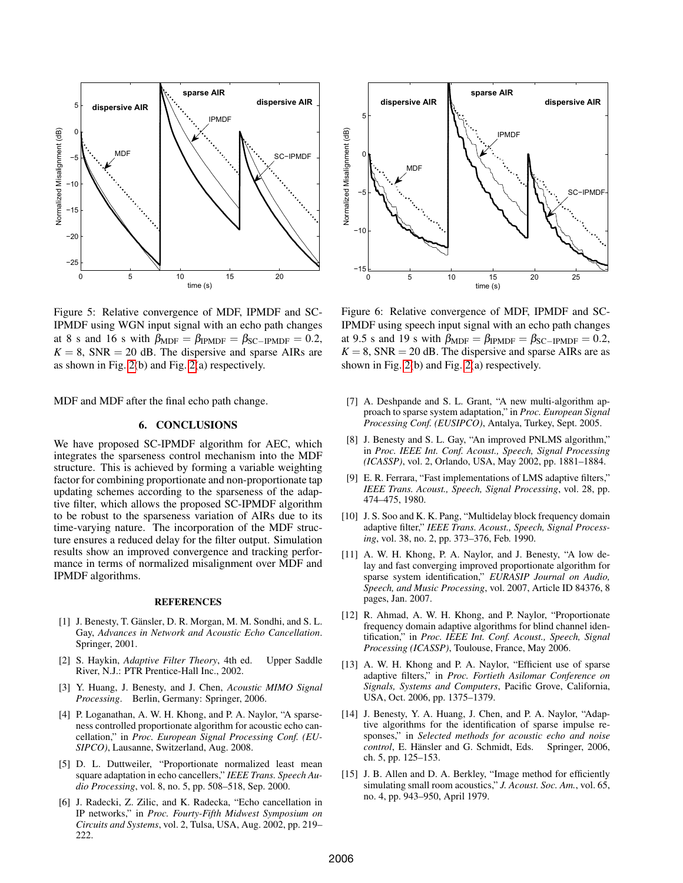dispersive AIR
sparse AIR
dispersive AIR
IPMDF
MDF
SC−IPMDF
Normalized Misalignment (dB)
time (s)
5
0
−5
−10
−15
−20
−25
0
5
10
15
20

Figure 5: Relative convergence of MDF, IPMDF and SC-IPMDF using WGN input signal with an echo path changes at 8 s and 16 s with $\beta_{\text{MDF}} = \beta_{\text{IPMDF}} = \beta_{\text{SC-IPMDF}} = 0.2$, $K = 8$, SNR $= 20$ dB. The dispersive and sparse AIRs are as shown in Fig. 2(b) and Fig. 2(a) respectively.

dispersive AIR
sparse AIR
dispersive AIR
IPMDF
MDF
SC−IPMDF
Normalized Misalignment (dB)
time (s)
5
0
−5
−10
−15
0
5
10
15
20
25

Figure 6: Relative convergence of MDF, IPMDF and SC-IPMDF using speech input signal with an echo path changes at 9.5 s and 19 s with $\beta_{\text{MDF}} = \beta_{\text{IPMDF}} = \beta_{\text{SC-IPMDF}} = 0.2$, $K = 8$, SNR $= 20$ dB. The dispersive and sparse AIRs are as shown in Fig. 2(b) and Fig. 2(a) respectively.

MDF and MDF after the final echo path change.

## 6. CONCLUSIONS

We have proposed SC-IPMDF algorithm for AEC, which integrates the sparseness control mechanism into the MDF structure. This is achieved by forming a variable weighting factor for combining proportionate and non-proportionate tap updating schemes according to the sparseness of the adaptive filter, which allows the proposed SC-IPMDF algorithm to be robust to the sparseness variation of AIRs due to its time-varying nature. The incorporation of the MDF structure ensures a reduced delay for the filter output. Simulation results show an improved convergence and tracking performance in terms of normalized misalignment over MDF and IPMDF algorithms.

## REFERENCES

[1] J. Benesty, T. Gänsler, D. R. Morgan, M. M. Sondhi, and S. L. Gay, *Advances in Network and Acoustic Echo Cancellation*. Springer, 2001.

[2] S. Haykin, *Adaptive Filter Theory*, 4th ed. Upper Saddle River, N.J.: PTR Prentice-Hall Inc., 2002.

[3] Y. Huang, J. Benesty, and J. Chen, *Acoustic MIMO Signal Processing*. Berlin, Germany: Springer, 2006.

[4] P. Loganathan, A. W. H. Khong, and P. A. Naylor, "A sparseness controlled proportionate algorithm for acoustic echo cancellation," in *Proc. European Signal Processing Conf. (EUSIPCO)*, Lausanne, Switzerland, Aug. 2008.

[5] D. L. Duttweiler, "Proportionate normalized least mean square adaptation in echo cancellers," *IEEE Trans. Speech Audio Processing*, vol. 8, no. 5, pp. 508–518, Sep. 2000.

[6] J. Radecki, Z. Zilic, and K. Radecka, "Echo cancellation in IP networks," in *Proc. Fourty-Fifth Midwest Symposium on Circuits and Systems*, vol. 2, Tulsa, USA, Aug. 2002, pp. 219–222.

[7] A. Deshpande and S. L. Grant, "A new multi-algorithm approach to sparse system adaptation," in *Proc. European Signal Processing Conf. (EUSIPCO)*, Antalya, Turkey, Sept. 2005.

[8] J. Benesty and S. L. Gay, "An improved PNLMS algorithm," in *Proc. IEEE Int. Conf. Acoust., Speech, Signal Processing (ICASSP)*, vol. 2, Orlando, USA, May 2002, pp. 1881–1884.

[9] E. R. Ferrara, "Fast implementations of LMS adaptive filters," *IEEE Trans. Acoust., Speech, Signal Processing*, vol. 28, pp. 474–475, 1980.

[10] J. S. Soo and K. K. Pang, "Multidelay block frequency domain adaptive filter," *IEEE Trans. Acoust., Speech, Signal Processing*, vol. 38, no. 2, pp. 373–376, Feb. 1990.

[11] A. W. H. Khong, P. A. Naylor, and J. Benesty, "A low delay and fast converging improved proportionate algorithm for sparse system identification," *EURASIP Journal on Audio, Speech, and Music Processing*, vol. 2007, Article ID 84376, 8 pages, Jan. 2007.

[12] R. Ahmad, A. W. H. Khong, and P. Naylor, "Proportionate frequency domain adaptive algorithms for blind channel identification," in *Proc. IEEE Int. Conf. Acoust., Speech, Signal Processing (ICASSP)*, Toulouse, France, May 2006.

[13] A. W. H. Khong and P. A. Naylor, "Efficient use of sparse adaptive filters," in *Proc. Fortieth Asilomar Conference on Signals, Systems and Computers*, Pacific Grove, California, USA, Oct. 2006, pp. 1375–1379.

[14] J. Benesty, Y. A. Huang, J. Chen, and P. A. Naylor, "Adaptive algorithms for the identification of sparse impulse responses," in *Selected methods for acoustic echo and noise control*, E. Hänsler and G. Schmidt, Eds. Springer, 2006, ch. 5, pp. 125–153.

[15] J. B. Allen and D. A. Berkley, "Image method for efficiently simulating small room acoustics," *J. Acoust. Soc. Am.*, vol. 65, no. 4, pp. 943–950, April 1979.